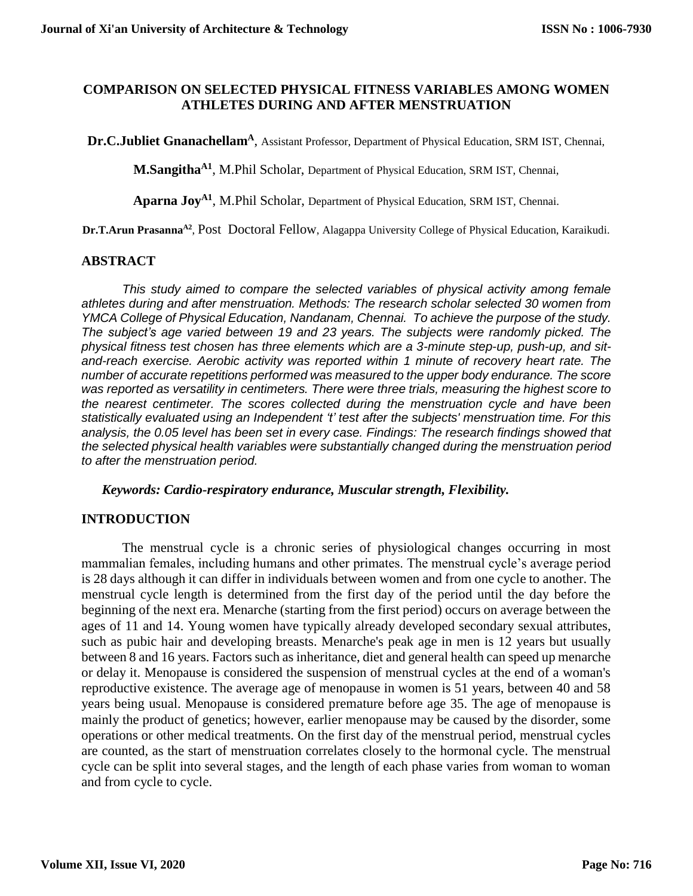# COMPARISON ON SELECTED PHYSICAL FITNESS VARIABLES AMONG WOMEN ATHLETES DURING AND AFTER MENSTRUATION

**Dr.C.Jubliet Gnanachellam**[A], Assistant Professor, Department of Physical Education, SRM IST, Chennai,

**M.Sangitha**[A1], M.Phil Scholar, Department of Physical Education, SRM IST, Chennai,

**Aparna Joy**[A1], M.Phil Scholar, Department of Physical Education, SRM IST, Chennai.

**Dr.T.Arun Prasanna**[A2], Post Doctoral Fellow, Alagappa University College of Physical Education, Karaikudi.

## ABSTRACT

*This study aimed to compare the selected variables of physical activity among female athletes during and after menstruation. Methods: The research scholar selected 30 women from YMCA College of Physical Education, Nandanam, Chennai. To achieve the purpose of the study. The subject's age varied between 19 and 23 years. The subjects were randomly picked. The physical fitness test chosen has three elements which are a 3-minute step-up, push-up, and sit-and-reach exercise. Aerobic activity was reported within 1 minute of recovery heart rate. The number of accurate repetitions performed was measured to the upper body endurance. The score was reported as versatility in centimeters. There were three trials, measuring the highest score to the nearest centimeter. The scores collected during the menstruation cycle and have been statistically evaluated using an Independent 't' test after the subjects' menstruation time. For this analysis, the 0.05 level has been set in every case. Findings: The research findings showed that the selected physical health variables were substantially changed during the menstruation period to after the menstruation period.*

***Keywords: Cardio-respiratory endurance, Muscular strength, Flexibility.***

## INTRODUCTION

The menstrual cycle is a chronic series of physiological changes occurring in most mammalian females, including humans and other primates. The menstrual cycle's average period is 28 days although it can differ in individuals between women and from one cycle to another. The menstrual cycle length is determined from the first day of the period until the day before the beginning of the next era. Menarche (starting from the first period) occurs on average between the ages of 11 and 14. Young women have typically already developed secondary sexual attributes, such as pubic hair and developing breasts. Menarche's peak age in men is 12 years but usually between 8 and 16 years. Factors such as inheritance, diet and general health can speed up menarche or delay it. Menopause is considered the suspension of menstrual cycles at the end of a woman's reproductive existence. The average age of menopause in women is 51 years, between 40 and 58 years being usual. Menopause is considered premature before age 35. The age of menopause is mainly the product of genetics; however, earlier menopause may be caused by the disorder, some operations or other medical treatments. On the first day of the menstrual period, menstrual cycles are counted, as the start of menstruation correlates closely to the hormonal cycle. The menstrual cycle can be split into several stages, and the length of each phase varies from woman to woman and from cycle to cycle.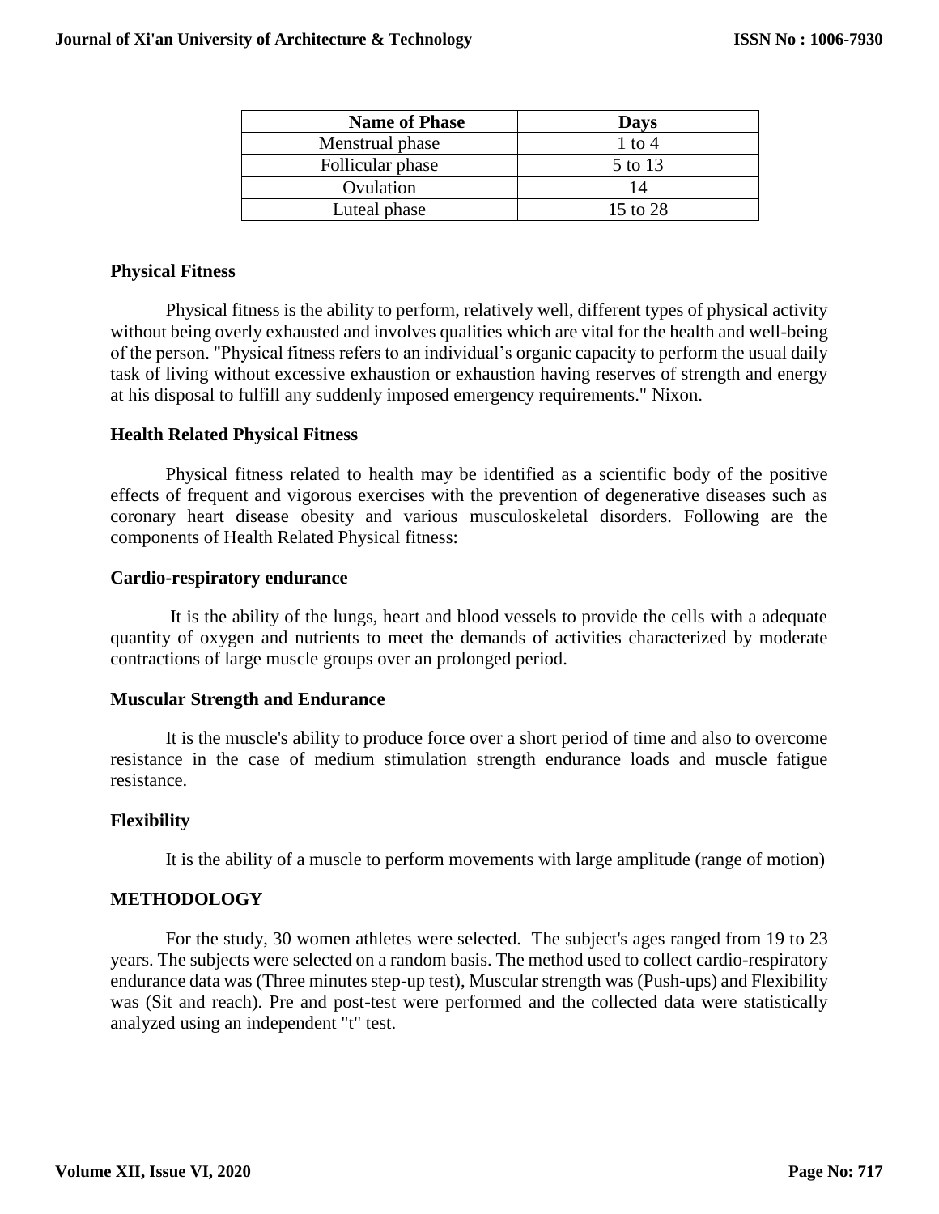| Name of Phase | Days |
|---|---|
| Menstrual phase | 1 to 4 |
| Follicular phase | 5 to 13 |
| Ovulation | 14 |
| Luteal phase | 15 to 28 |

### Physical Fitness

Physical fitness is the ability to perform, relatively well, different types of physical activity without being overly exhausted and involves qualities which are vital for the health and well-being of the person. "Physical fitness refers to an individual's organic capacity to perform the usual daily task of living without excessive exhaustion or exhaustion having reserves of strength and energy at his disposal to fulfill any suddenly imposed emergency requirements." Nixon.

### Health Related Physical Fitness

Physical fitness related to health may be identified as a scientific body of the positive effects of frequent and vigorous exercises with the prevention of degenerative diseases such as coronary heart disease obesity and various musculoskeletal disorders. Following are the components of Health Related Physical fitness:

### Cardio-respiratory endurance

It is the ability of the lungs, heart and blood vessels to provide the cells with a adequate quantity of oxygen and nutrients to meet the demands of activities characterized by moderate contractions of large muscle groups over an prolonged period.

### Muscular Strength and Endurance

It is the muscle's ability to produce force over a short period of time and also to overcome resistance in the case of medium stimulation strength endurance loads and muscle fatigue resistance.

### Flexibility

It is the ability of a muscle to perform movements with large amplitude (range of motion)

## METHODOLOGY

For the study, 30 women athletes were selected. The subject's ages ranged from 19 to 23 years. The subjects were selected on a random basis. The method used to collect cardio-respiratory endurance data was (Three minutes step-up test), Muscular strength was (Push-ups) and Flexibility was (Sit and reach). Pre and post-test were performed and the collected data were statistically analyzed using an independent "t" test.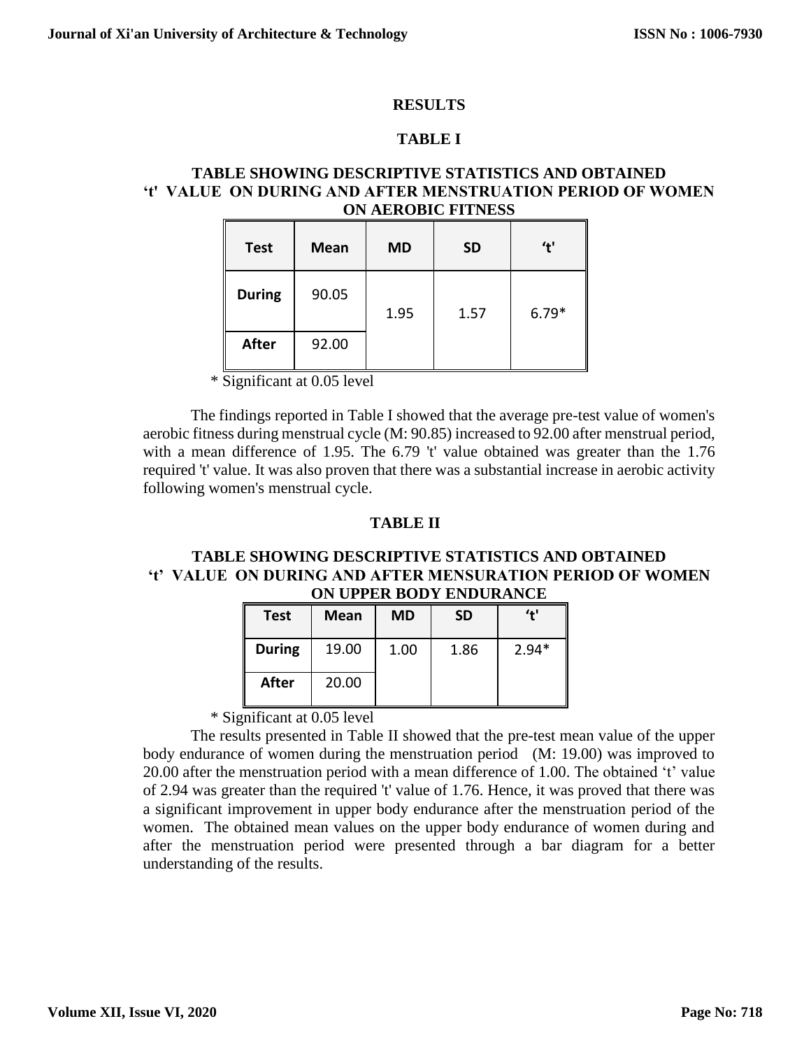## RESULTS

### TABLE I

### TABLE SHOWING DESCRIPTIVE STATISTICS AND OBTAINED 't' VALUE ON DURING AND AFTER MENSTRUATION PERIOD OF WOMEN ON AEROBIC FITNESS

| Test | Mean | MD | SD | 't' |
|---|---|---|---|---|
| During | 90.05 | 1.95 | 1.57 | 6.79* |
| After | 92.00 | | | |

\* Significant at 0.05 level

The findings reported in Table I showed that the average pre-test value of women's aerobic fitness during menstrual cycle (M: 90.85) increased to 92.00 after menstrual period, with a mean difference of 1.95. The 6.79 't' value obtained was greater than the 1.76 required 't' value. It was also proven that there was a substantial increase in aerobic activity following women's menstrual cycle.

### TABLE II

### TABLE SHOWING DESCRIPTIVE STATISTICS AND OBTAINED 't' VALUE ON DURING AND AFTER MENSURATION PERIOD OF WOMEN ON UPPER BODY ENDURANCE

| Test | Mean | MD | SD | 't' |
|---|---|---|---|---|
| During | 19.00 | 1.00 | 1.86 | 2.94* |
| After | 20.00 | | | |

\* Significant at 0.05 level

The results presented in Table II showed that the pre-test mean value of the upper body endurance of women during the menstruation period (M: 19.00) was improved to 20.00 after the menstruation period with a mean difference of 1.00. The obtained 't' value of 2.94 was greater than the required 't' value of 1.76. Hence, it was proved that there was a significant improvement in upper body endurance after the menstruation period of the women. The obtained mean values on the upper body endurance of women during and after the menstruation period were presented through a bar diagram for a better understanding of the results.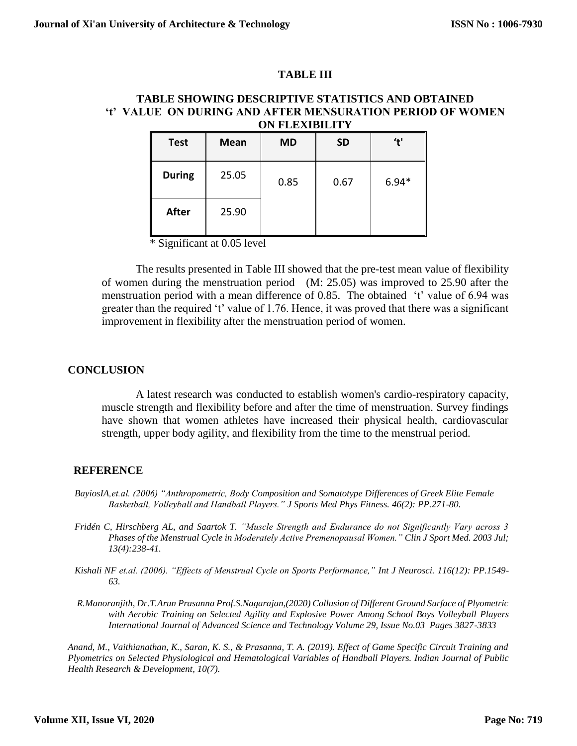**TABLE III**

**TABLE SHOWING DESCRIPTIVE STATISTICS AND OBTAINED 't' VALUE ON DURING AND AFTER MENSURATION PERIOD OF WOMEN ON FLEXIBILITY**

| Test | Mean | MD | SD | 't' |
|---|---|---|---|---|
| During | 25.05 | 0.85 | 0.67 | 6.94* |
| After | 25.90 | | | |

\* Significant at 0.05 level

The results presented in Table III showed that the pre-test mean value of flexibility of women during the menstruation period (M: 25.05) was improved to 25.90 after the menstruation period with a mean difference of 0.85. The obtained 't' value of 6.94 was greater than the required 't' value of 1.76. Hence, it was proved that there was a significant improvement in flexibility after the menstruation period of women.

## CONCLUSION

A latest research was conducted to establish women's cardio-respiratory capacity, muscle strength and flexibility before and after the time of menstruation. Survey findings have shown that women athletes have increased their physical health, cardiovascular strength, upper body agility, and flexibility from the time to the menstrual period.

## REFERENCE

*BayiosIA,et.al. (2006) "Anthropometric, Body Composition and Somatotype Differences of Greek Elite Female Basketball, Volleyball and Handball Players." J Sports Med Phys Fitness. 46(2): PP.271-80.*

*Fridén C, Hirschberg AL, and Saartok T. "Muscle Strength and Endurance do not Significantly Vary across 3 Phases of the Menstrual Cycle in Moderately Active Premenopausal Women." Clin J Sport Med. 2003 Jul; 13(4):238-41.*

*Kishali NF et.al. (2006). "Effects of Menstrual Cycle on Sports Performance," Int J Neurosci. 116(12): PP.1549-63.*

*R.Manoranjith, Dr.T.Arun Prasanna Prof.S.Nagarajan,(2020) Collusion of Different Ground Surface of Plyometric with Aerobic Training on Selected Agility and Explosive Power Among School Boys Volleyball Players International Journal of Advanced Science and Technology Volume 29, Issue No.03 Pages 3827-3833*

*Anand, M., Vaithianathan, K., Saran, K. S., & Prasanna, T. A. (2019). Effect of Game Specific Circuit Training and Plyometrics on Selected Physiological and Hematological Variables of Handball Players. Indian Journal of Public Health Research & Development, 10(7).*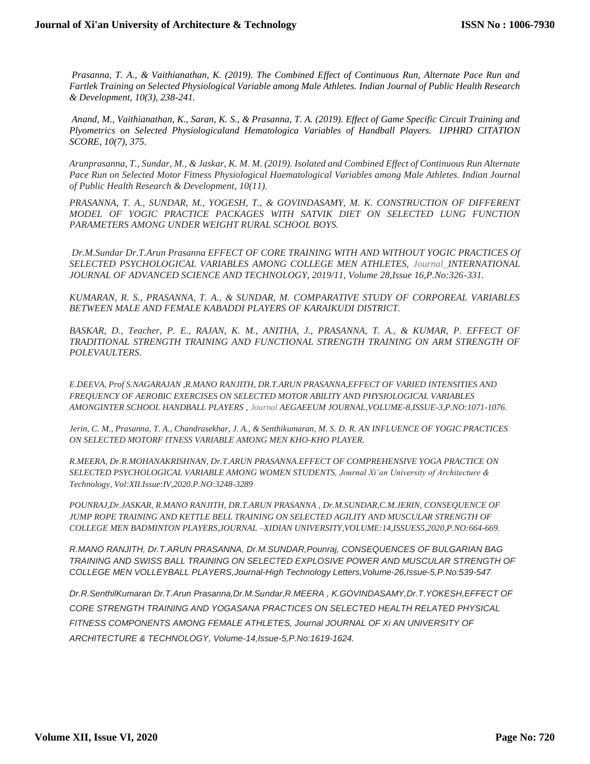*Prasanna, T. A., & Vaithianathan, K. (2019). The Combined Effect of Continuous Run, Alternate Pace Run and Fartlek Training on Selected Physiological Variable among Male Athletes. Indian Journal of Public Health Research & Development, 10(3), 238-241.*

*Anand, M., Vaithianathan, K., Saran, K. S., & Prasanna, T. A. (2019). Effect of Game Specific Circuit Training and Plyometrics on Selected Physiologicaland Hematologica Variables of Handball Players. IJPHRD CITATION SCORE, 10(7), 375.*

*Arunprasanna, T., Sundar, M., & Jaskar, K. M. M. (2019). Isolated and Combined Effect of Continuous Run Alternate Pace Run on Selected Motor Fitness Physiological Haematological Variables among Male Athletes. Indian Journal of Public Health Research & Development, 10(11).*

*PRASANNA, T. A., SUNDAR, M., YOGESH, T., & GOVINDASAMY, M. K. CONSTRUCTION OF DIFFERENT MODEL OF YOGIC PRACTICE PACKAGES WITH SATVIK DIET ON SELECTED LUNG FUNCTION PARAMETERS AMONG UNDER WEIGHT RURAL SCHOOL BOYS.*

*Dr.M.Sundar Dr.T.Arun Prasanna EFFECT OF CORE TRAINING WITH AND WITHOUT YOGIC PRACTICES Of SELECTED PSYCHOLOGICAL VARIABLES AMONG COLLEGE MEN ATHLETES, Journal_INTERNATIONAL JOURNAL OF ADVANCED SCIENCE AND TECHNOLOGY, 2019/11, Volume 28,Issue 16,P.No:326-331.*

*KUMARAN, R. S., PRASANNA, T. A., & SUNDAR, M. COMPARATIVE STUDY OF CORPOREAL VARIABLES BETWEEN MALE AND FEMALE KABADDI PLAYERS OF KARAIKUDI DISTRICT.*

*BASKAR, D., Teacher, P. E., RAJAN, K. M., ANITHA, J., PRASANNA, T. A., & KUMAR, P. EFFECT OF TRADITIONAL STRENGTH TRAINING AND FUNCTIONAL STRENGTH TRAINING ON ARM STRENGTH OF POLEVAULTERS.*

*E.DEEVA, Prof S.NAGARAJAN ,R.MANO RANJITH, DR.T.ARUN PRASANNA,EFFECT OF VARIED INTENSITIES AND FREQUENCY OF AEROBIC EXERCISES ON SELECTED MOTOR ABILITY AND PHYSIOLOGICAL VARIABLES AMONGINTER SCHOOL HANDBALL PLAYERS , Journal AEGAEEUM JOURNAL,VOLUME-8,ISSUE-3,P.NO:1071-1076.*

*Jerin, C. M., Prasanna, T. A., Chandrasekhar, J. A., & Senthikumaran, M. S. D. R. AN INFLUENCE OF YOGIC PRACTICES ON SELECTED MOTORF ITNESS VARIABLE AMONG MEN KHO-KHO PLAYER.*

*R.MEERA, Dr.R.MOHANAKRISHNAN, Dr.T.ARUN PRASANNA.EFFECT OF COMPREHENSIVE YOGA PRACTICE ON SELECTED PSYCHOLOGICAL VARIABLE AMONG WOMEN STUDENTS, Journal Xi'an University of Architecture & Technology, Vol:XII.Issue:IV,2020.P.NO:3248-3289*

*POUNRAJ,Dr.JASKAR, R.MANO RANJITH, DR.T.ARUN PRASANNA , Dr.M.SUNDAR,C.M.JERIN, CONSEQUENCE OF JUMP ROPE TRAINING AND KETTLE BELL TRAINING ON SELECTED AGILITY AND MUSCULAR STRENGTH OF COLLEGE MEN BADMINTON PLAYERS,JOURNAL –XIDIAN UNIVERSITY,VOLUME:14,ISSUES5,2020,P.NO:664-669.*

*R.MANO RANJITH, Dr.T.ARUN PRASANNA, Dr.M.SUNDAR,Pounraj, CONSEQUENCES OF BULGARIAN BAG TRAINING AND SWISS BALL TRAINING ON SELECTED EXPLOSIVE POWER AND MUSCULAR STRENGTH OF COLLEGE MEN VOLLEYBALL PLAYERS,Journal-High Technology Letters,Volume-26,Issue-5,P.No:539-547*

*Dr.R.SenthilKumaran Dr.T.Arun Prasanna,Dr.M.Sundar,R.MEERA , K.GOVINDASAMY,Dr.T.YOKESH,EFFECT OF CORE STRENGTH TRAINING AND YOGASANA PRACTICES ON SELECTED HEALTH RELATED PHYSICAL FITNESS COMPONENTS AMONG FEMALE ATHLETES, Journal JOURNAL OF Xi AN UNIVERSITY OF ARCHITECTURE & TECHNOLOGY, Volume-14,Issue-5,P.No:1619-1624.*